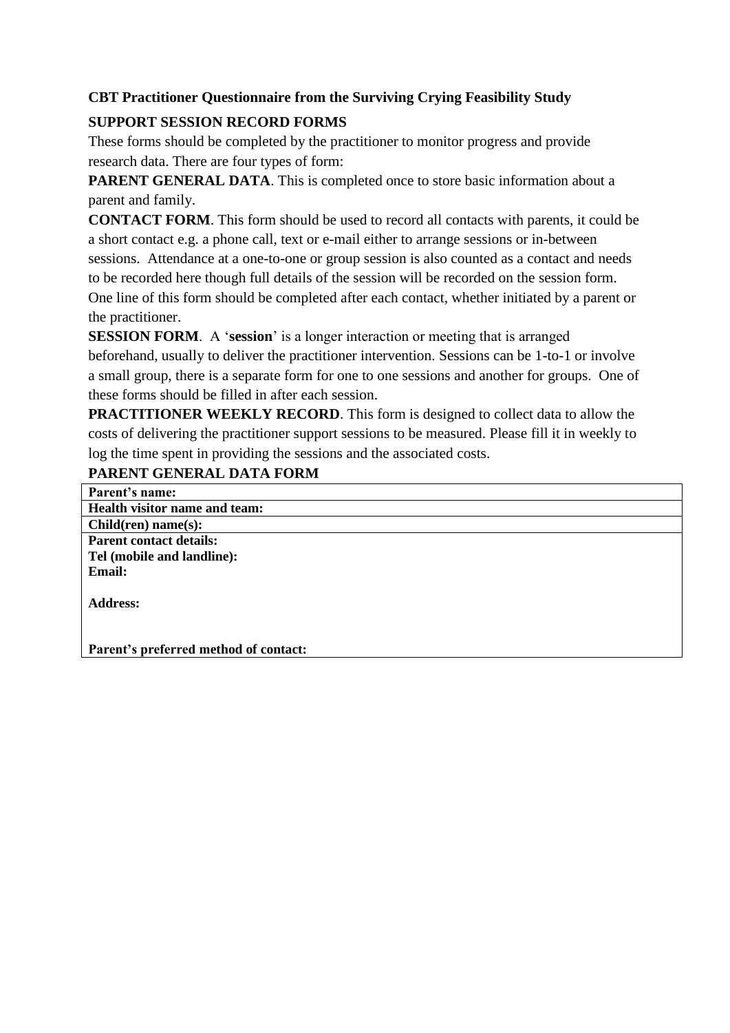**CBT Practitioner Questionnaire from the Surviving Crying Feasibility Study**

**SUPPORT SESSION RECORD FORMS**

These forms should be completed by the practitioner to monitor progress and provide research data. There are four types of form:

**PARENT GENERAL DATA**. This is completed once to store basic information about a parent and family.

**CONTACT FORM**. This form should be used to record all contacts with parents, it could be a short contact e.g. a phone call, text or e-mail either to arrange sessions or in-between sessions. Attendance at a one-to-one or group session is also counted as a contact and needs to be recorded here though full details of the session will be recorded on the session form. One line of this form should be completed after each contact, whether initiated by a parent or the practitioner.

**SESSION FORM**. A '**session**' is a longer interaction or meeting that is arranged beforehand, usually to deliver the practitioner intervention. Sessions can be 1-to-1 or involve a small group, there is a separate form for one to one sessions and another for groups. One of these forms should be filled in after each session.

**PRACTITIONER WEEKLY RECORD**. This form is designed to collect data to allow the costs of delivering the practitioner support sessions to be measured. Please fill it in weekly to log the time spent in providing the sessions and the associated costs.

**PARENT GENERAL DATA FORM**

| **Parent's name:** |
|---|
| **Health visitor name and team:** |
| **Child(ren) name(s):** |
| **Parent contact details:**<br>**Tel (mobile and landline):**<br>**Email:**<br><br>**Address:**<br><br><br>**Parent's preferred method of contact:** |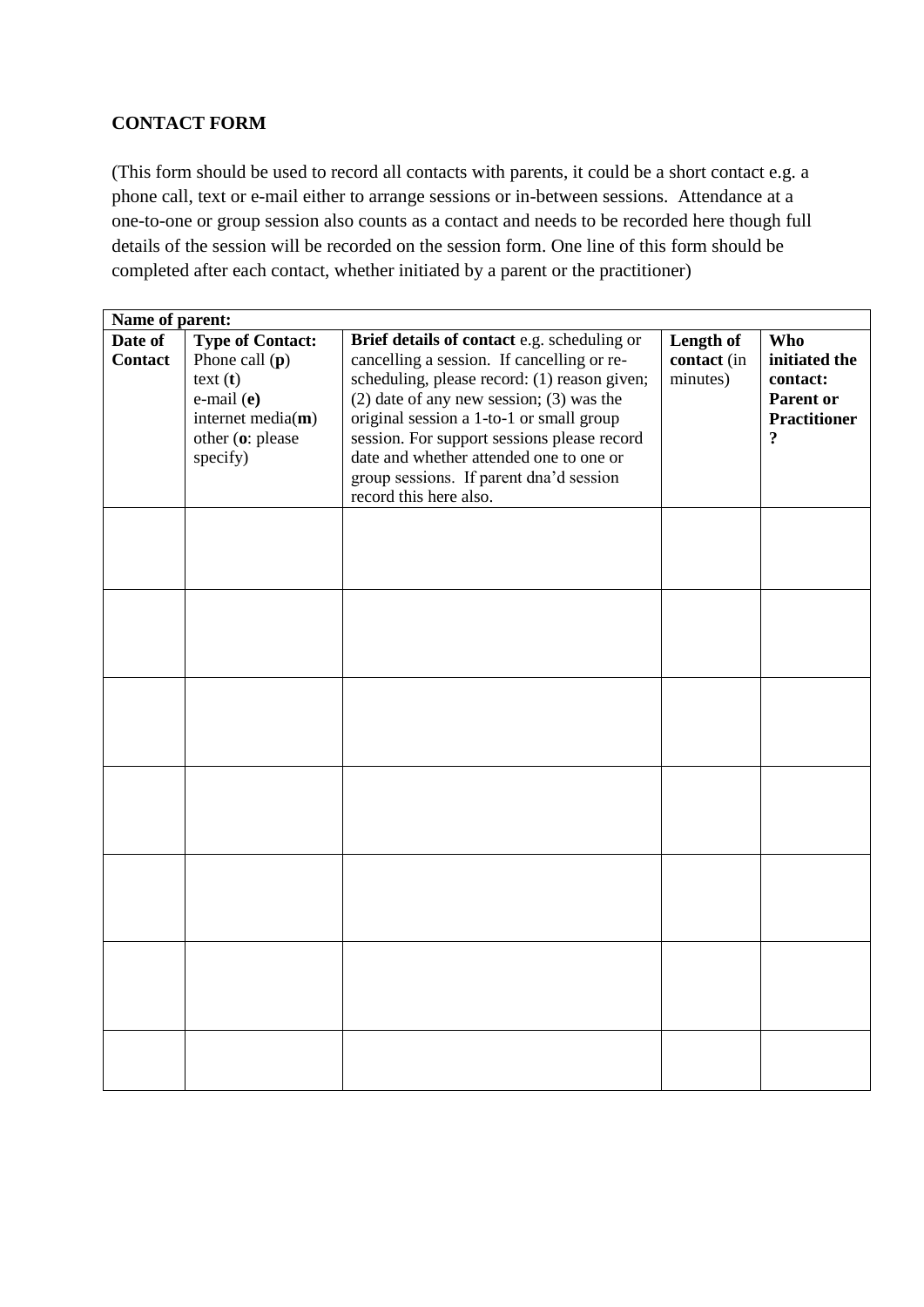**CONTACT FORM**

(This form should be used to record all contacts with parents, it could be a short contact e.g. a phone call, text or e-mail either to arrange sessions or in-between sessions. Attendance at a one-to-one or group session also counts as a contact and needs to be recorded here though full details of the session will be recorded on the session form. One line of this form should be completed after each contact, whether initiated by a parent or the practitioner)

| **Name of parent:** | | | | |
|---|---|---|---|---|
| **Date of Contact** | **Type of Contact:** Phone call (**p**) text (**t**) e-mail (**e)** internet media(**m**) other (**o**: please specify) | **Brief details of contact** e.g. scheduling or cancelling a session. If cancelling or re-scheduling, please record: (1) reason given; (2) date of any new session; (3) was the original session a 1-to-1 or small group session. For support sessions please record date and whether attended one to one or group sessions. If parent dna'd session record this here also. | **Length of contact** (in minutes) | **Who initiated the contact: Parent or Practitioner?** |
| | | | | |
| | | | | |
| | | | | |
| | | | | |
| | | | | |
| | | | | |
| | | | | |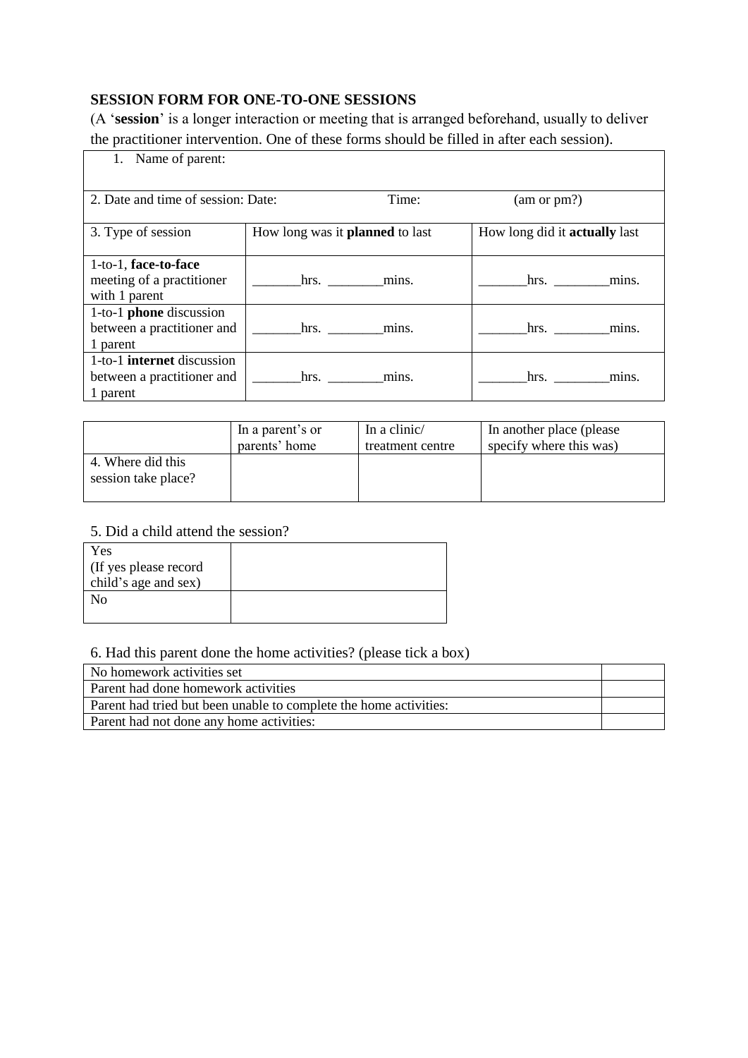**SESSION FORM FOR ONE-TO-ONE SESSIONS**

(A '**session**' is a longer interaction or meeting that is arranged beforehand, usually to deliver the practitioner intervention. One of these forms should be filled in after each session).

| 1. Name of parent: | | |
|---|---|---|
| 2. Date and time of session: Date: | Time: | (am or pm?) |
| 3. Type of session | How long was it **planned** to last | How long did it **actually** last |
| 1-to-1, **face-to-face** meeting of a practitioner with 1 parent | _______hrs. ________mins. | _______hrs. ________mins. |
| 1-to-1 **phone** discussion between a practitioner and 1 parent | _______hrs. ________mins. | _______hrs. ________mins. |
| 1-to-1 **internet** discussion between a practitioner and 1 parent | _______hrs. ________mins. | _______hrs. ________mins. |

| | In a parent's or parents' home | In a clinic/ treatment centre | In another place (please specify where this was) |
|---|---|---|---|
| 4. Where did this session take place? | | | |

5. Did a child attend the session?

| Yes (If yes please record child's age and sex) | |
|---|---|
| No | |

6. Had this parent done the home activities? (please tick a box)

| No homework activities set | |
|---|---|
| Parent had done homework activities | |
| Parent had tried but been unable to complete the home activities: | |
| Parent had not done any home activities: | |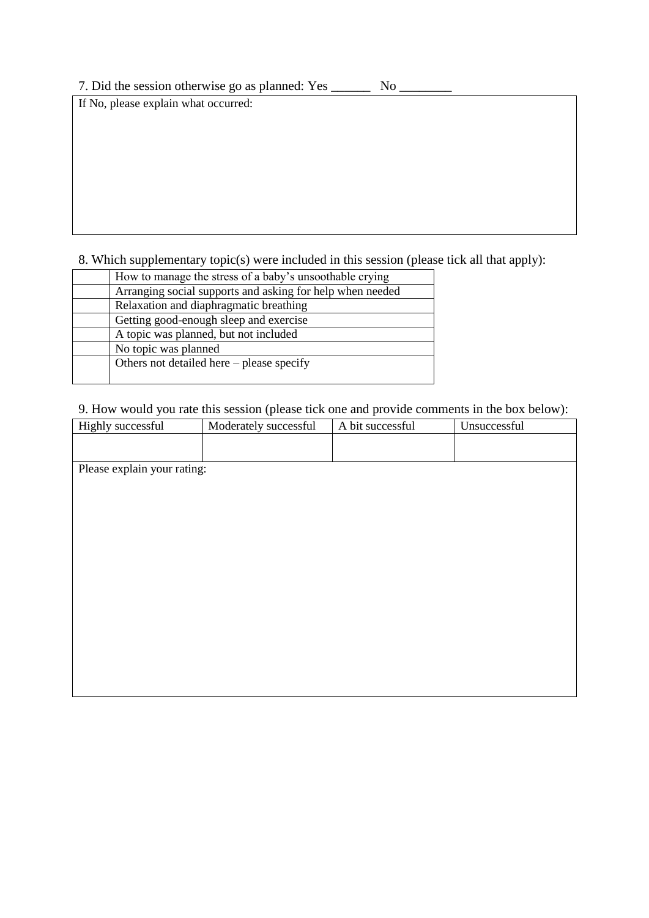7. Did the session otherwise go as planned: Yes ______ No ________

| If No, please explain what occurred: |
|---|
| |

8. Which supplementary topic(s) were included in this session (please tick all that apply):

| | |
|---|---|
| | How to manage the stress of a baby's unsoothable crying |
| | Arranging social supports and asking for help when needed |
| | Relaxation and diaphragmatic breathing |
| | Getting good-enough sleep and exercise |
| | A topic was planned, but not included |
| | No topic was planned |
| | Others not detailed here – please specify |

9. How would you rate this session (please tick one and provide comments in the box below):

| Highly successful | Moderately successful | A bit successful | Unsuccessful |
|---|---|---|---|
| | | | |
| Please explain your rating: | | | |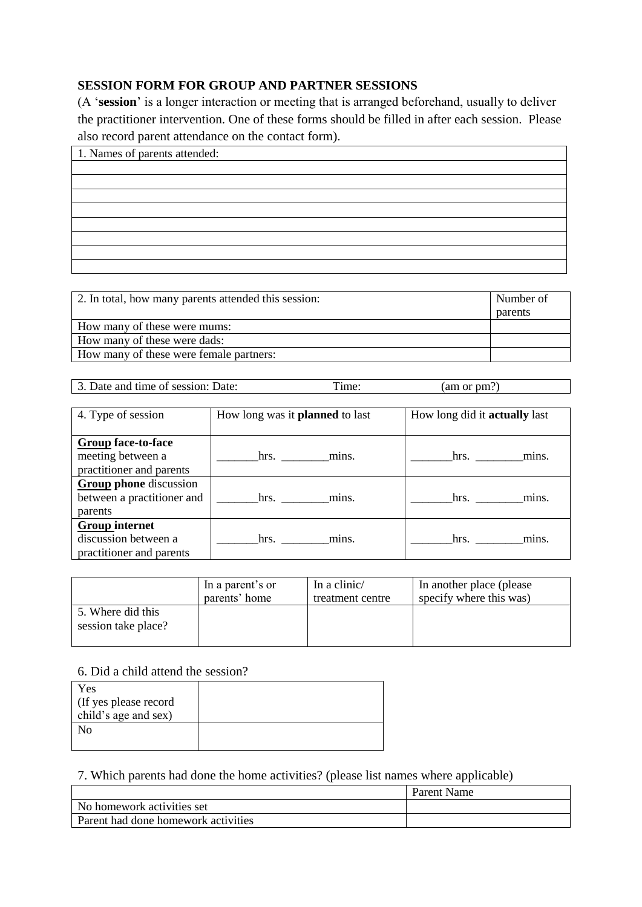**SESSION FORM FOR GROUP AND PARTNER SESSIONS**

(A '**session**' is a longer interaction or meeting that is arranged beforehand, usually to deliver the practitioner intervention. One of these forms should be filled in after each session. Please also record parent attendance on the contact form).

| 1. Names of parents attended: |
|---|
| |
| |
| |
| |
| |
| |
| |
| |

| 2. In total, how many parents attended this session: | Number of parents |
|---|---|
| How many of these were mums: | |
| How many of these were dads: | |
| How many of these were female partners: | |

| 3. Date and time of session: Date: | Time: | (am or pm?) |
|---|---|---|

| 4. Type of session | How long was it **planned** to last | How long did it **actually** last |
|---|---|---|
| **Group face-to-face** meeting between a practitioner and parents | _______hrs. ________mins. | _______hrs. ________mins. |
| **Group phone** discussion between a practitioner and parents | _______hrs. ________mins. | _______hrs. ________mins. |
| **Group internet** discussion between a practitioner and parents | _______hrs. ________mins. | _______hrs. ________mins. |

| | In a parent's or parents' home | In a clinic/ treatment centre | In another place (please specify where this was) |
|---|---|---|---|
| 5. Where did this session take place? | | | |

6. Did a child attend the session?

| Yes (If yes please record child's age and sex) | |
|---|---|
| No | |

7. Which parents had done the home activities? (please list names where applicable)

| | Parent Name |
|---|---|
| No homework activities set | |
| Parent had done homework activities | |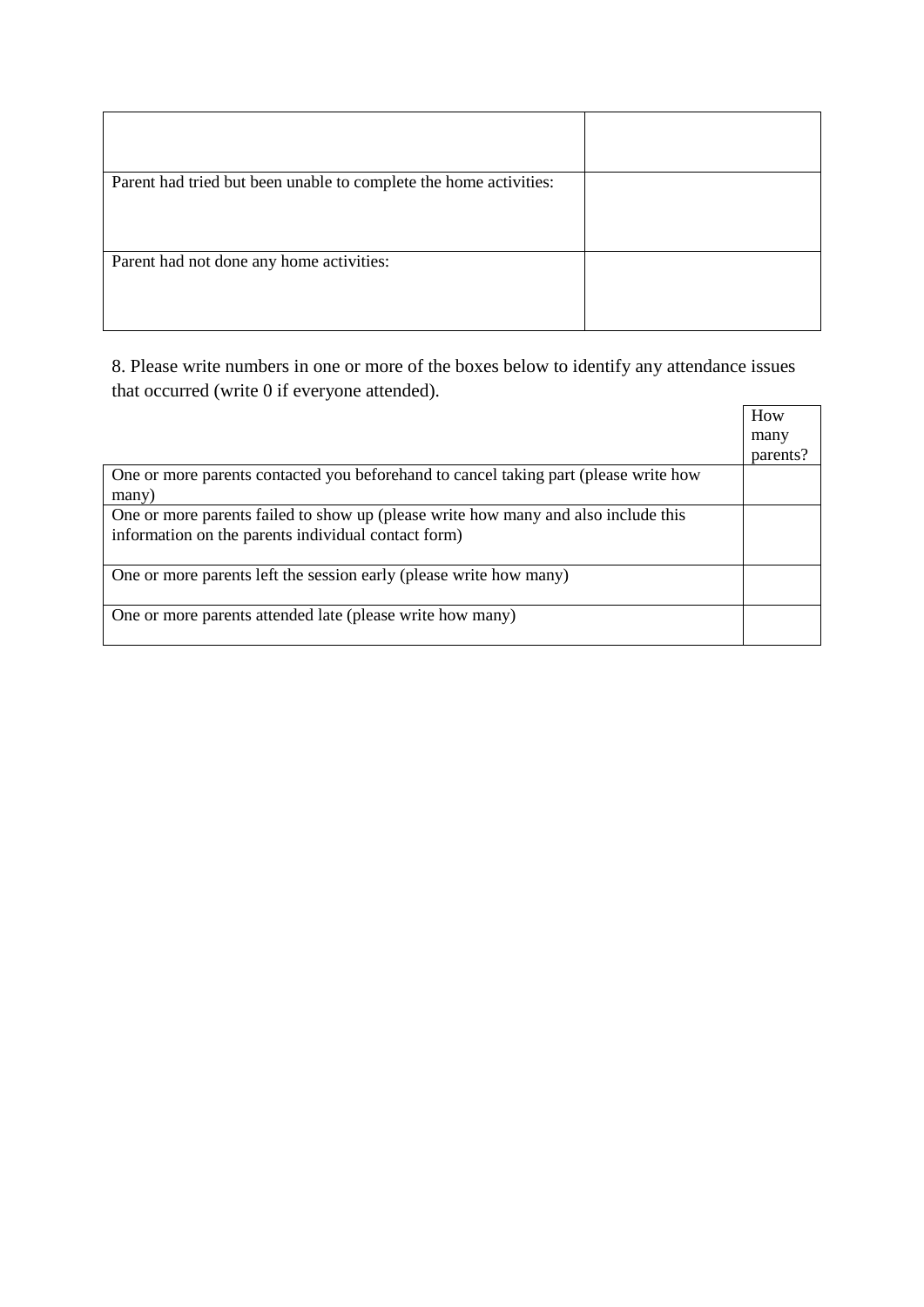| | |
|---|---|
| | |
| Parent had tried but been unable to complete the home activities: | |
| Parent had not done any home activities: | |

8. Please write numbers in one or more of the boxes below to identify any attendance issues that occurred (write 0 if everyone attended).

| | How many parents? |
|---|---|
| One or more parents contacted you beforehand to cancel taking part (please write how many) | |
| One or more parents failed to show up (please write how many and also include this information on the parents individual contact form) | |
| One or more parents left the session early (please write how many) | |
| One or more parents attended late (please write how many) | |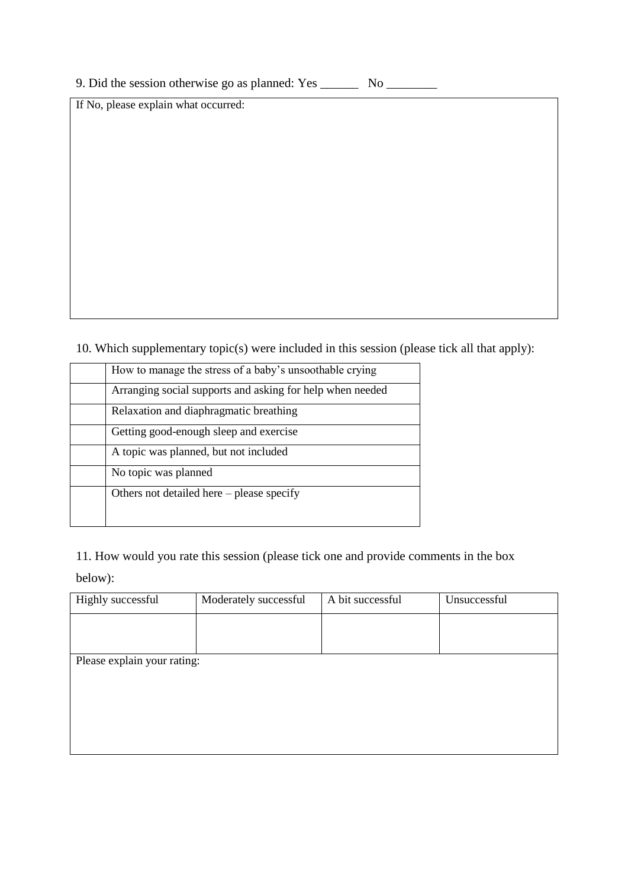9. Did the session otherwise go as planned: Yes ______ No ________

| If No, please explain what occurred: |
|---|
| |

10. Which supplementary topic(s) were included in this session (please tick all that apply):

| | |
|---|---|
| | How to manage the stress of a baby's unsoothable crying |
| | Arranging social supports and asking for help when needed |
| | Relaxation and diaphragmatic breathing |
| | Getting good-enough sleep and exercise |
| | A topic was planned, but not included |
| | No topic was planned |
| | Others not detailed here – please specify |

11. How would you rate this session (please tick one and provide comments in the box below):

| Highly successful | Moderately successful | A bit successful | Unsuccessful |
|---|---|---|---|
| | | | |
| Please explain your rating: | | | |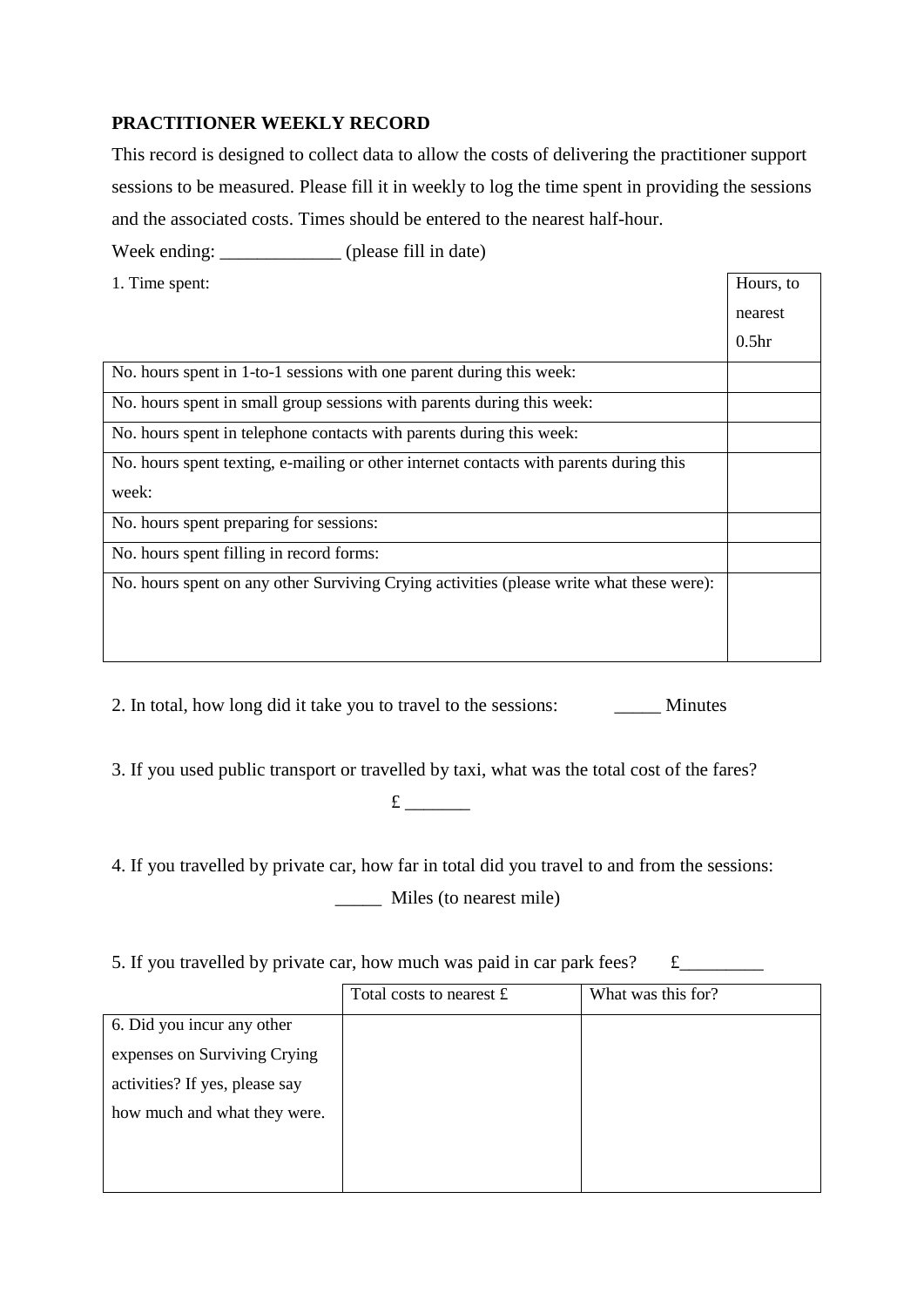**PRACTITIONER WEEKLY RECORD**

This record is designed to collect data to allow the costs of delivering the practitioner support sessions to be measured. Please fill it in weekly to log the time spent in providing the sessions and the associated costs. Times should be entered to the nearest half-hour.

Week ending: _____________ (please fill in date)

| 1. Time spent: | Hours, to nearest 0.5hr |
|---|---|
| No. hours spent in 1-to-1 sessions with one parent during this week: | |
| No. hours spent in small group sessions with parents during this week: | |
| No. hours spent in telephone contacts with parents during this week: | |
| No. hours spent texting, e-mailing or other internet contacts with parents during this week: | |
| No. hours spent preparing for sessions: | |
| No. hours spent filling in record forms: | |
| No. hours spent on any other Surviving Crying activities (please write what these were): | |

2. In total, how long did it take you to travel to the sessions: _____ Minutes

3. If you used public transport or travelled by taxi, what was the total cost of the fares?

£ _______

4. If you travelled by private car, how far in total did you travel to and from the sessions:

_____ Miles (to nearest mile)

5. If you travelled by private car, how much was paid in car park fees? £_________

| | Total costs to nearest £ | What was this for? |
|---|---|---|
| 6. Did you incur any other expenses on Surviving Crying activities? If yes, please say how much and what they were. | | |